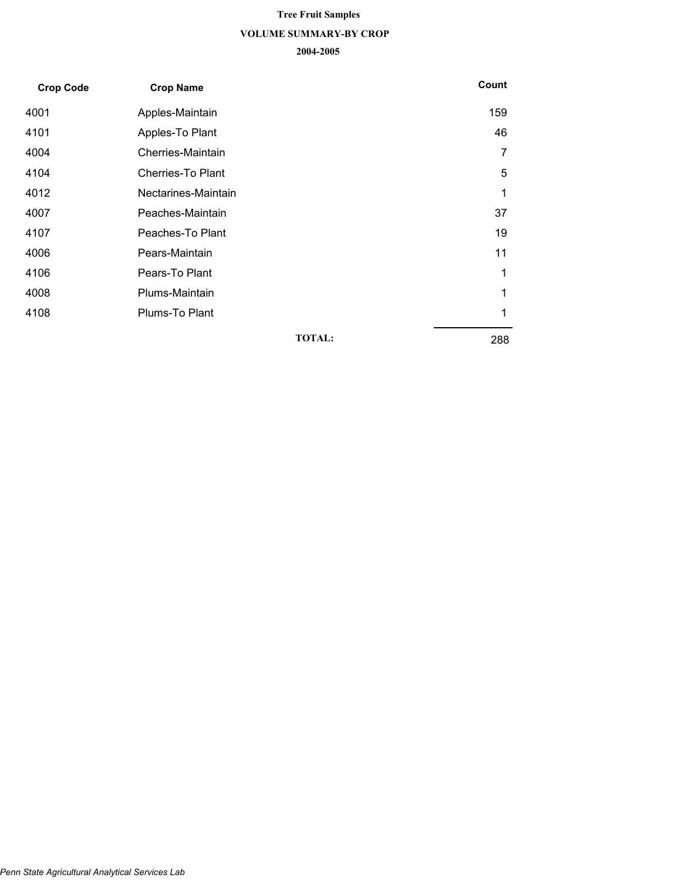# Tree Fruit Samples

## VOLUME SUMMARY-BY CROP

### 2004-2005

| Crop Code | Crop Name | Count |
|---|---|---|
| 4001 | Apples-Maintain | 159 |
| 4101 | Apples-To Plant | 46 |
| 4004 | Cherries-Maintain | 7 |
| 4104 | Cherries-To Plant | 5 |
| 4012 | Nectarines-Maintain | 1 |
| 4007 | Peaches-Maintain | 37 |
| 4107 | Peaches-To Plant | 19 |
| 4006 | Pears-Maintain | 11 |
| 4106 | Pears-To Plant | 1 |
| 4008 | Plums-Maintain | 1 |
| 4108 | Plums-To Plant | 1 |
| | **TOTAL:** | 288 |

*Penn State Agricultural Analytical Services Lab*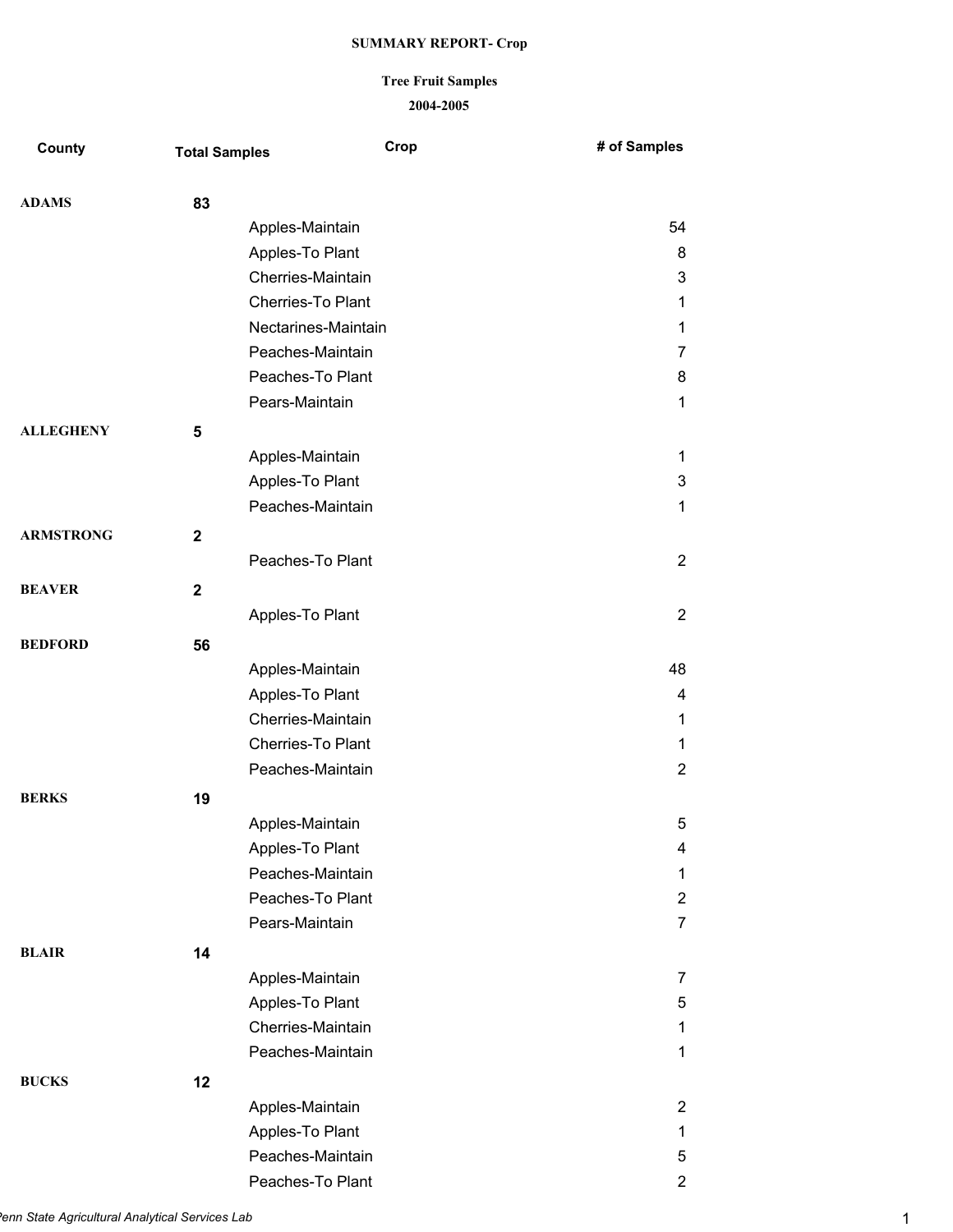**SUMMARY REPORT- Crop**

**Tree Fruit Samples**

**2004-2005**

| County | Total Samples | Crop | # of Samples |
|---|---|---|---|
| **ADAMS** | **83** | | |
| | | Apples-Maintain | 54 |
| | | Apples-To Plant | 8 |
| | | Cherries-Maintain | 3 |
| | | Cherries-To Plant | 1 |
| | | Nectarines-Maintain | 1 |
| | | Peaches-Maintain | 7 |
| | | Peaches-To Plant | 8 |
| | | Pears-Maintain | 1 |
| **ALLEGHENY** | **5** | | |
| | | Apples-Maintain | 1 |
| | | Apples-To Plant | 3 |
| | | Peaches-Maintain | 1 |
| **ARMSTRONG** | **2** | | |
| | | Peaches-To Plant | 2 |
| **BEAVER** | **2** | | |
| | | Apples-To Plant | 2 |
| **BEDFORD** | **56** | | |
| | | Apples-Maintain | 48 |
| | | Apples-To Plant | 4 |
| | | Cherries-Maintain | 1 |
| | | Cherries-To Plant | 1 |
| | | Peaches-Maintain | 2 |
| **BERKS** | **19** | | |
| | | Apples-Maintain | 5 |
| | | Apples-To Plant | 4 |
| | | Peaches-Maintain | 1 |
| | | Peaches-To Plant | 2 |
| | | Pears-Maintain | 7 |
| **BLAIR** | **14** | | |
| | | Apples-Maintain | 7 |
| | | Apples-To Plant | 5 |
| | | Cherries-Maintain | 1 |
| | | Peaches-Maintain | 1 |
| **BUCKS** | **12** | | |
| | | Apples-Maintain | 2 |
| | | Apples-To Plant | 1 |
| | | Peaches-Maintain | 5 |
| | | Peaches-To Plant | 2 |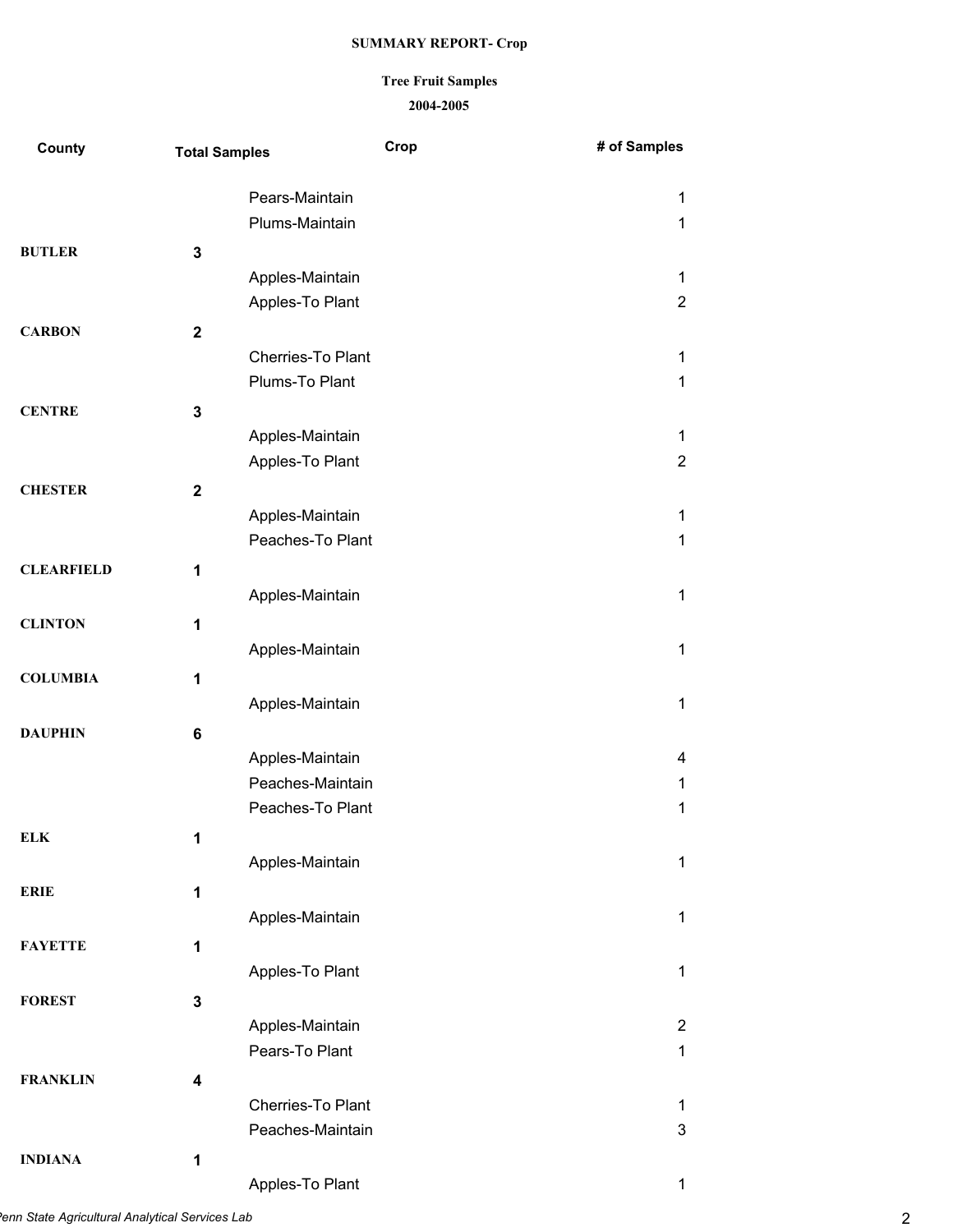**SUMMARY REPORT- Crop**

**Tree Fruit Samples**

**2004-2005**

| County | Total Samples | Crop | # of Samples |
|---|---|---|---|
| | | Pears-Maintain | 1 |
| | | Plums-Maintain | 1 |
| **BUTLER** | **3** | | |
| | | Apples-Maintain | 1 |
| | | Apples-To Plant | 2 |
| **CARBON** | **2** | | |
| | | Cherries-To Plant | 1 |
| | | Plums-To Plant | 1 |
| **CENTRE** | **3** | | |
| | | Apples-Maintain | 1 |
| | | Apples-To Plant | 2 |
| **CHESTER** | **2** | | |
| | | Apples-Maintain | 1 |
| | | Peaches-To Plant | 1 |
| **CLEARFIELD** | **1** | | |
| | | Apples-Maintain | 1 |
| **CLINTON** | **1** | | |
| | | Apples-Maintain | 1 |
| **COLUMBIA** | **1** | | |
| | | Apples-Maintain | 1 |
| **DAUPHIN** | **6** | | |
| | | Apples-Maintain | 4 |
| | | Peaches-Maintain | 1 |
| | | Peaches-To Plant | 1 |
| **ELK** | **1** | | |
| | | Apples-Maintain | 1 |
| **ERIE** | **1** | | |
| | | Apples-Maintain | 1 |
| **FAYETTE** | **1** | | |
| | | Apples-To Plant | 1 |
| **FOREST** | **3** | | |
| | | Apples-Maintain | 2 |
| | | Pears-To Plant | 1 |
| **FRANKLIN** | **4** | | |
| | | Cherries-To Plant | 1 |
| | | Peaches-Maintain | 3 |
| **INDIANA** | **1** | | |
| | | Apples-To Plant | 1 |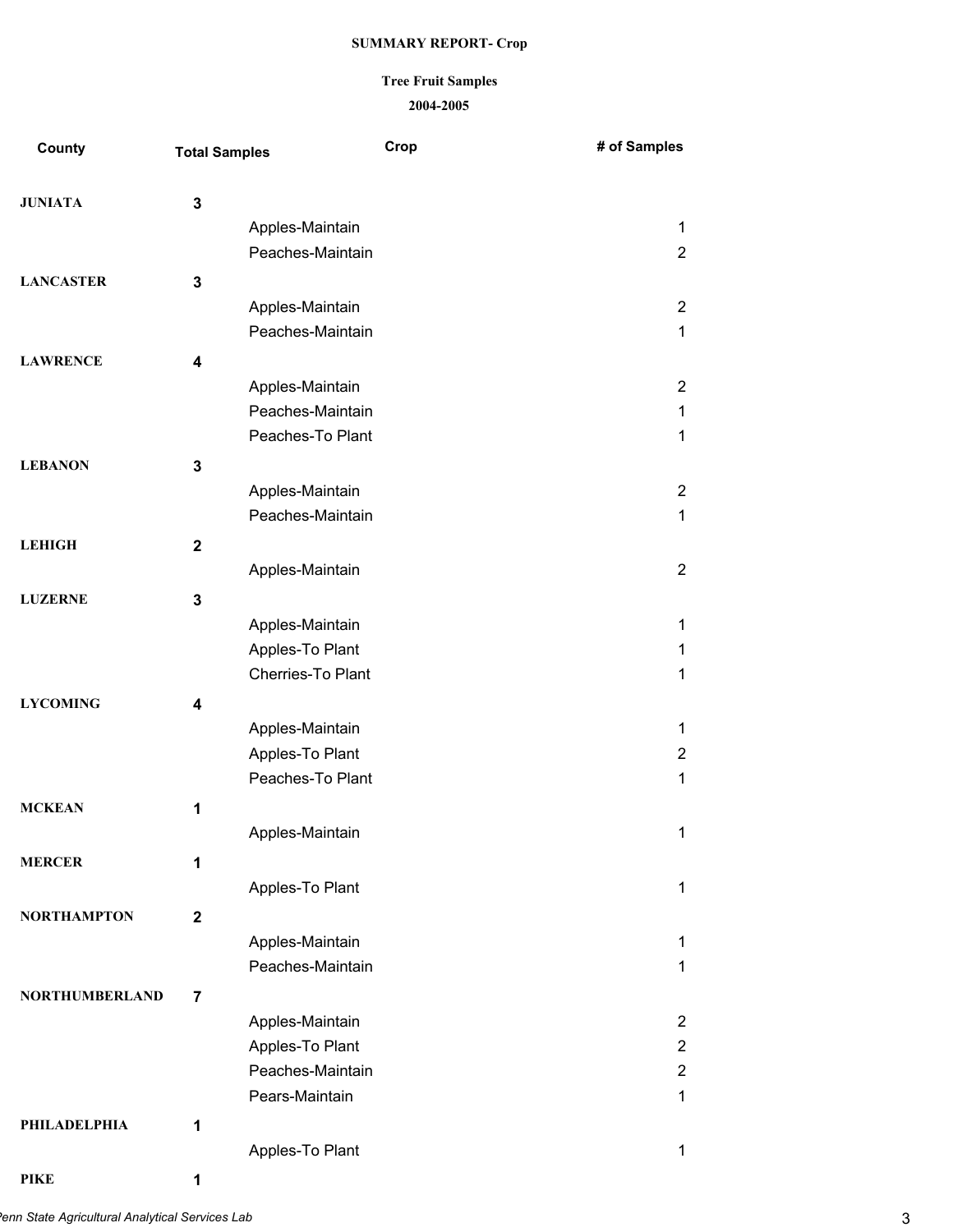**SUMMARY REPORT- Crop**

**Tree Fruit Samples**

**2004-2005**

| County | Total Samples | Crop | # of Samples |
|---|---|---|---|
| **JUNIATA** | **3** | | |
| | | Apples-Maintain | 1 |
| | | Peaches-Maintain | 2 |
| **LANCASTER** | **3** | | |
| | | Apples-Maintain | 2 |
| | | Peaches-Maintain | 1 |
| **LAWRENCE** | **4** | | |
| | | Apples-Maintain | 2 |
| | | Peaches-Maintain | 1 |
| | | Peaches-To Plant | 1 |
| **LEBANON** | **3** | | |
| | | Apples-Maintain | 2 |
| | | Peaches-Maintain | 1 |
| **LEHIGH** | **2** | | |
| | | Apples-Maintain | 2 |
| **LUZERNE** | **3** | | |
| | | Apples-Maintain | 1 |
| | | Apples-To Plant | 1 |
| | | Cherries-To Plant | 1 |
| **LYCOMING** | **4** | | |
| | | Apples-Maintain | 1 |
| | | Apples-To Plant | 2 |
| | | Peaches-To Plant | 1 |
| **MCKEAN** | **1** | | |
| | | Apples-Maintain | 1 |
| **MERCER** | **1** | | |
| | | Apples-To Plant | 1 |
| **NORTHAMPTON** | **2** | | |
| | | Apples-Maintain | 1 |
| | | Peaches-Maintain | 1 |
| **NORTHUMBERLAND** | **7** | | |
| | | Apples-Maintain | 2 |
| | | Apples-To Plant | 2 |
| | | Peaches-Maintain | 2 |
| | | Pears-Maintain | 1 |
| **PHILADELPHIA** | **1** | | |
| | | Apples-To Plant | 1 |
| **PIKE** | **1** | | |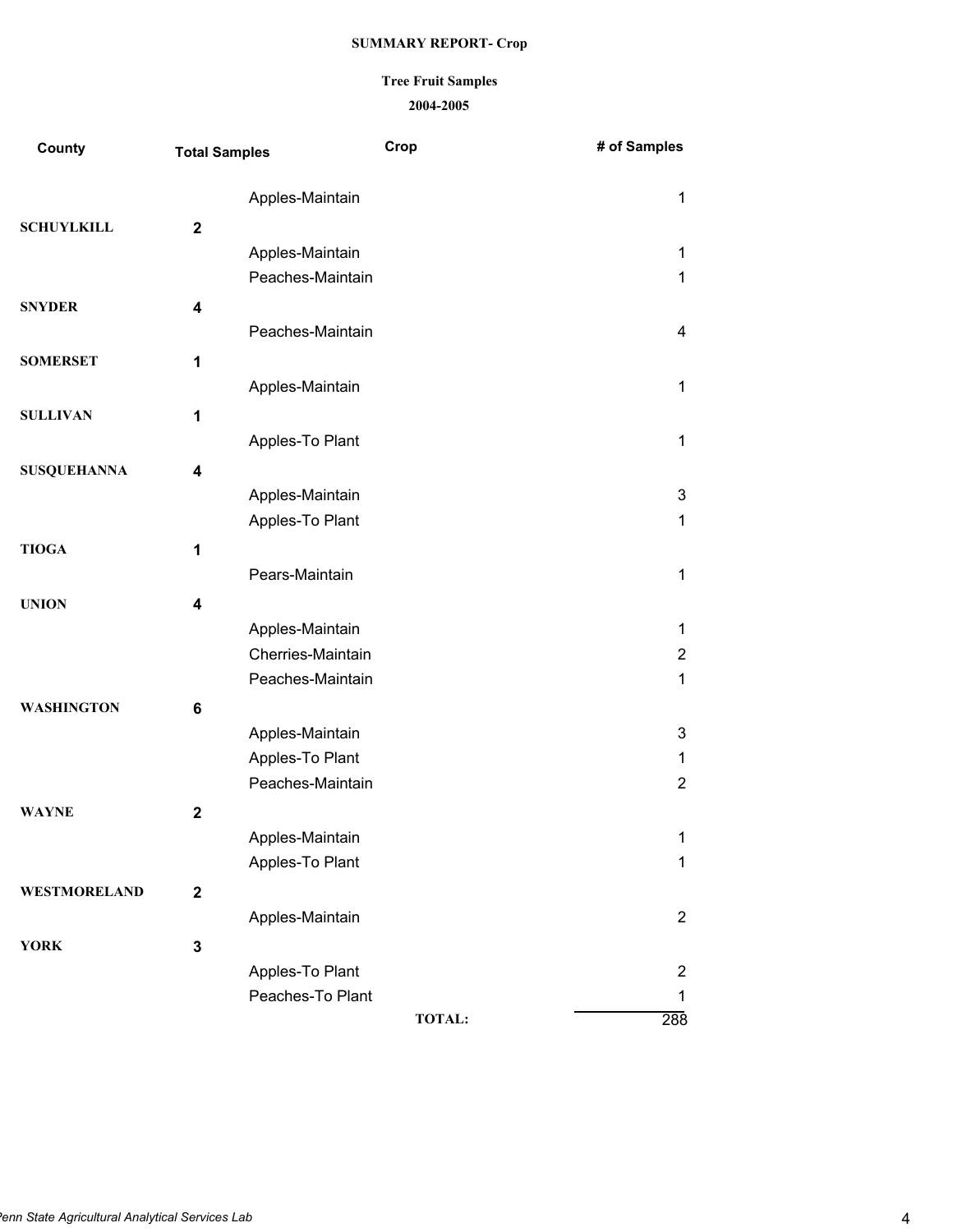**SUMMARY REPORT- Crop**

**Tree Fruit Samples**

**2004-2005**

| County | Total Samples | Crop | # of Samples |
|---|---|---|---|
| | | Apples-Maintain | 1 |
| **SCHUYLKILL** | **2** | | |
| | | Apples-Maintain | 1 |
| | | Peaches-Maintain | 1 |
| **SNYDER** | **4** | | |
| | | Peaches-Maintain | 4 |
| **SOMERSET** | **1** | | |
| | | Apples-Maintain | 1 |
| **SULLIVAN** | **1** | | |
| | | Apples-To Plant | 1 |
| **SUSQUEHANNA** | **4** | | |
| | | Apples-Maintain | 3 |
| | | Apples-To Plant | 1 |
| **TIOGA** | **1** | | |
| | | Pears-Maintain | 1 |
| **UNION** | **4** | | |
| | | Apples-Maintain | 1 |
| | | Cherries-Maintain | 2 |
| | | Peaches-Maintain | 1 |
| **WASHINGTON** | **6** | | |
| | | Apples-Maintain | 3 |
| | | Apples-To Plant | 1 |
| | | Peaches-Maintain | 2 |
| **WAYNE** | **2** | | |
| | | Apples-Maintain | 1 |
| | | Apples-To Plant | 1 |
| **WESTMORELAND** | **2** | | |
| | | Apples-Maintain | 2 |
| **YORK** | **3** | | |
| | | Apples-To Plant | 2 |
| | | Peaches-To Plant | 1 |
| | | **TOTAL:** | 288 |